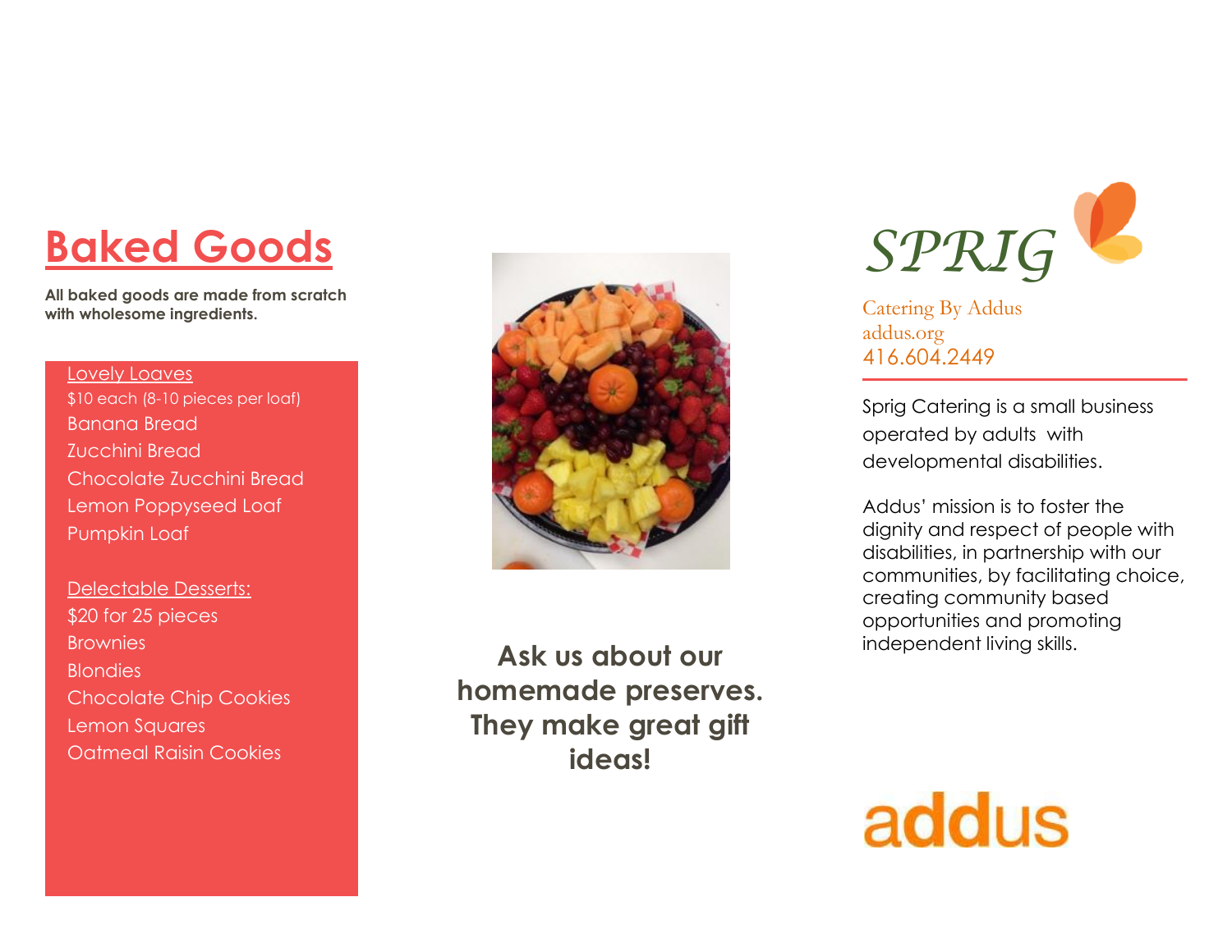# Baked Goods

**All baked goods are made from scratch with wholesome ingredients.**

Lovely Loaves

$10 each (8-10 pieces per loaf)

- Banana Bread
- Zucchini Bread
- Chocolate Zucchini Bread
- Lemon Poppyseed Loaf
- Pumpkin Loaf

Delectable Desserts:

$20 for 25 pieces

- Brownies
- Blondies
- Chocolate Chip Cookies
- Lemon Squares
- Oatmeal Raisin Cookies

**Ask us about our homemade preserves. They make great gift ideas!**

# SPRIG

Catering By Addus
addus.org
416.604.2449

Sprig Catering is a small business operated by adults with developmental disabilities.

Addus' mission is to foster the dignity and respect of people with disabilities, in partnership with our communities, by facilitating choice, creating community based opportunities and promoting independent living skills.

addus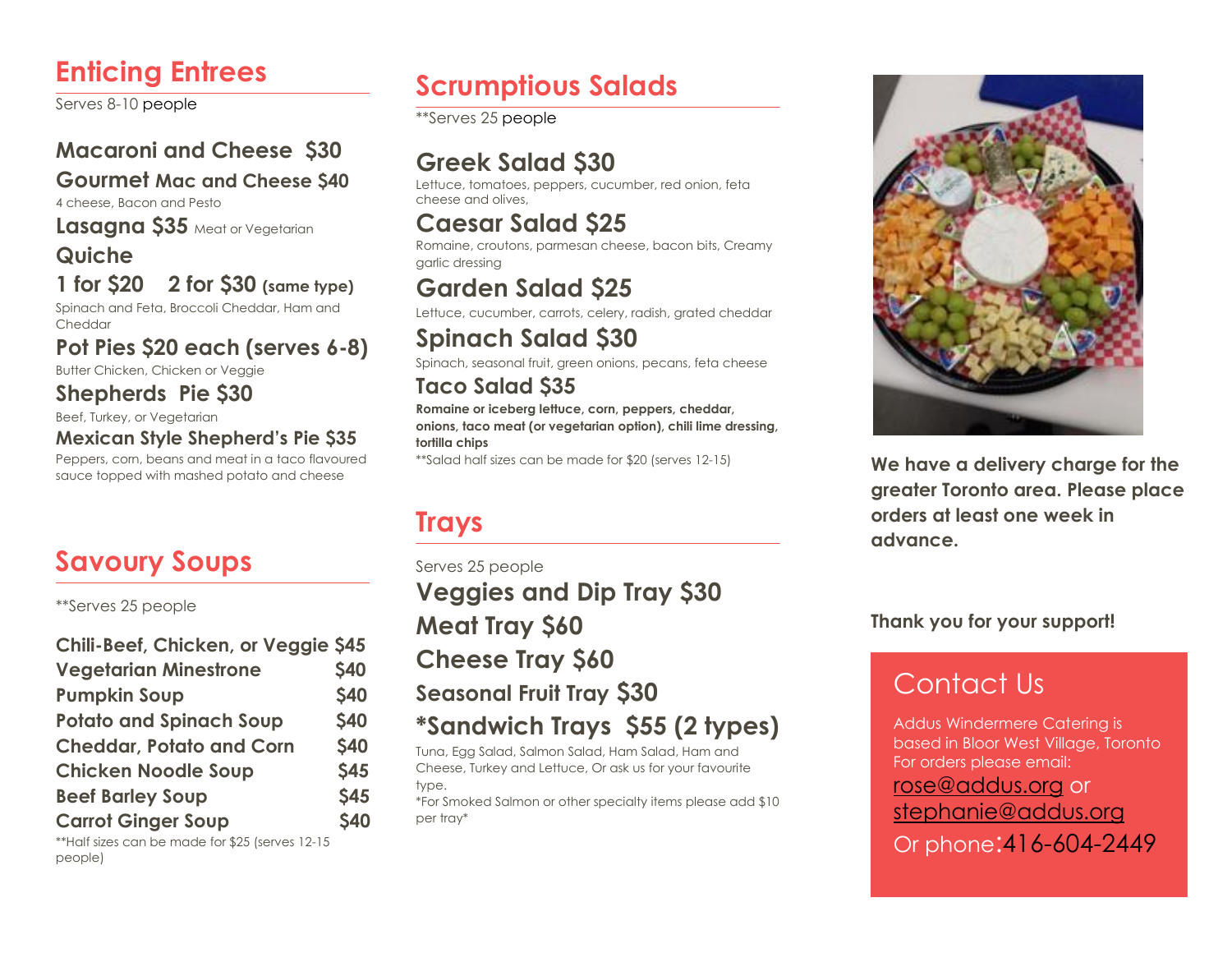## Enticing Entrees

Serves 8-10 people

**Macaroni and Cheese $30**

**Gourmet Mac and Cheese $40**

4 cheese, Bacon and Pesto

**Lasagna $35** Meat or Vegetarian

**Quiche**

**1 for $20    2 for $30 (same type)**

Spinach and Feta, Broccoli Cheddar, Ham and Cheddar

**Pot Pies $20 each (serves 6-8)**

Butter Chicken, Chicken or Veggie

**Shepherds Pie $30**

Beef, Turkey, or Vegetarian

**Mexican Style Shepherd's Pie $35**

Peppers, corn, beans and meat in a taco flavoured sauce topped with mashed potato and cheese

## Savoury Soups

**Serves 25 people

| | |
|---|---|
| **Chili-Beef, Chicken, or Veggie** | **$45** |
| **Vegetarian Minestrone** | **$40** |
| **Pumpkin Soup** | **$40** |
| **Potato and Spinach Soup** | **$40** |
| **Cheddar, Potato and Corn** | **$40** |
| **Chicken Noodle Soup** | **$45** |
| **Beef Barley Soup** | **$45** |
| **Carrot Ginger Soup** | **$40** |

**Half sizes can be made for $25 (serves 12-15 people)

## Scrumptious Salads

**Serves 25 people

**Greek Salad $30**

Lettuce, tomatoes, peppers, cucumber, red onion, feta cheese and olives,

**Caesar Salad $25**

Romaine, croutons, parmesan cheese, bacon bits, Creamy garlic dressing

**Garden Salad $25**

Lettuce, cucumber, carrots, celery, radish, grated cheddar

**Spinach Salad $30**

Spinach, seasonal fruit, green onions, pecans, feta cheese

**Taco Salad $35**

**Romaine or iceberg lettuce, corn, peppers, cheddar, onions, taco meat (or vegetarian option), chili lime dressing, tortilla chips**

**Salad half sizes can be made for $20 (serves 12-15)

## Trays

Serves 25 people

**Veggies and Dip Tray $30**

**Meat Tray $60**

**Cheese Tray $60**

**Seasonal Fruit Tray $30**

***Sandwich Trays $55 (2 types)**

Tuna, Egg Salad, Salmon Salad, Ham Salad, Ham and Cheese, Turkey and Lettuce, Or ask us for your favourite type.

*For Smoked Salmon or other specialty items please add $10 per tray*

**We have a delivery charge for the greater Toronto area. Please place orders at least one week in advance.**

**Thank you for your support!**

## Contact Us

Addus Windermere Catering is based in Bloor West Village, Toronto

For orders please email:

rose@addus.org or

stephanie@addus.org

Or phone:416-604-2449